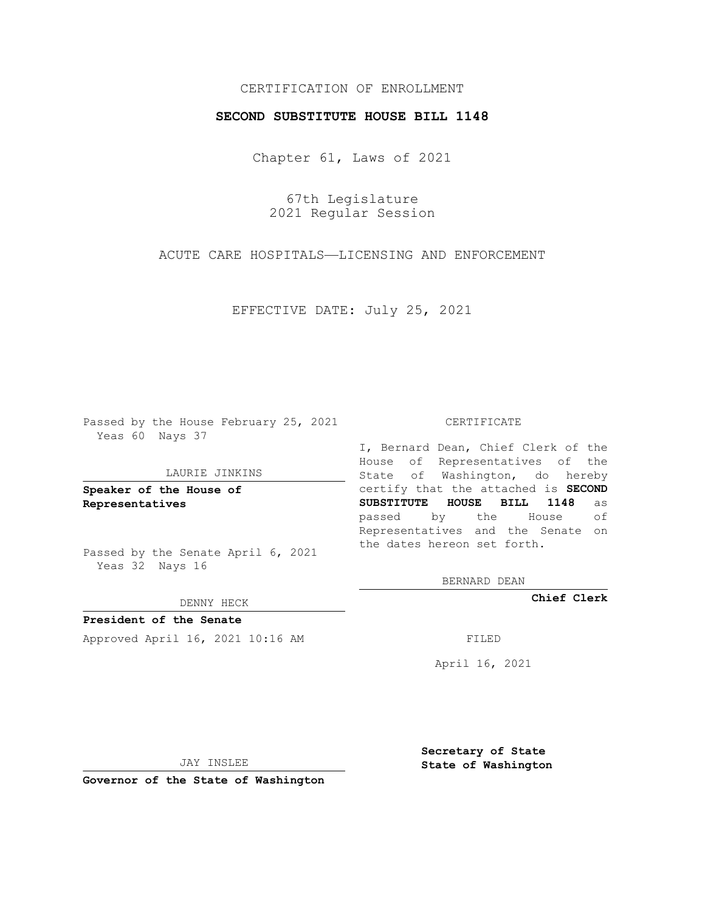CERTIFICATION OF ENROLLMENT

**SECOND SUBSTITUTE HOUSE BILL 1148**

Chapter 61, Laws of 2021

67th Legislature
2021 Regular Session

ACUTE CARE HOSPITALS—LICENSING AND ENFORCEMENT

EFFECTIVE DATE: July 25, 2021

Passed by the House February 25, 2021
Yeas 60 Nays 37

LAURIE JINKINS

**Speaker of the House of Representatives**

Passed by the Senate April 6, 2021
Yeas 32 Nays 16

DENNY HECK

**President of the Senate**

Approved April 16, 2021 10:16 AM

JAY INSLEE

**Governor of the State of Washington**

CERTIFICATE

I, Bernard Dean, Chief Clerk of the House of Representatives of the State of Washington, do hereby certify that the attached is **SECOND SUBSTITUTE HOUSE BILL 1148** as passed by the House of Representatives and the Senate on the dates hereon set forth.

BERNARD DEAN

**Chief Clerk**

FILED

April 16, 2021

**Secretary of State**
**State of Washington**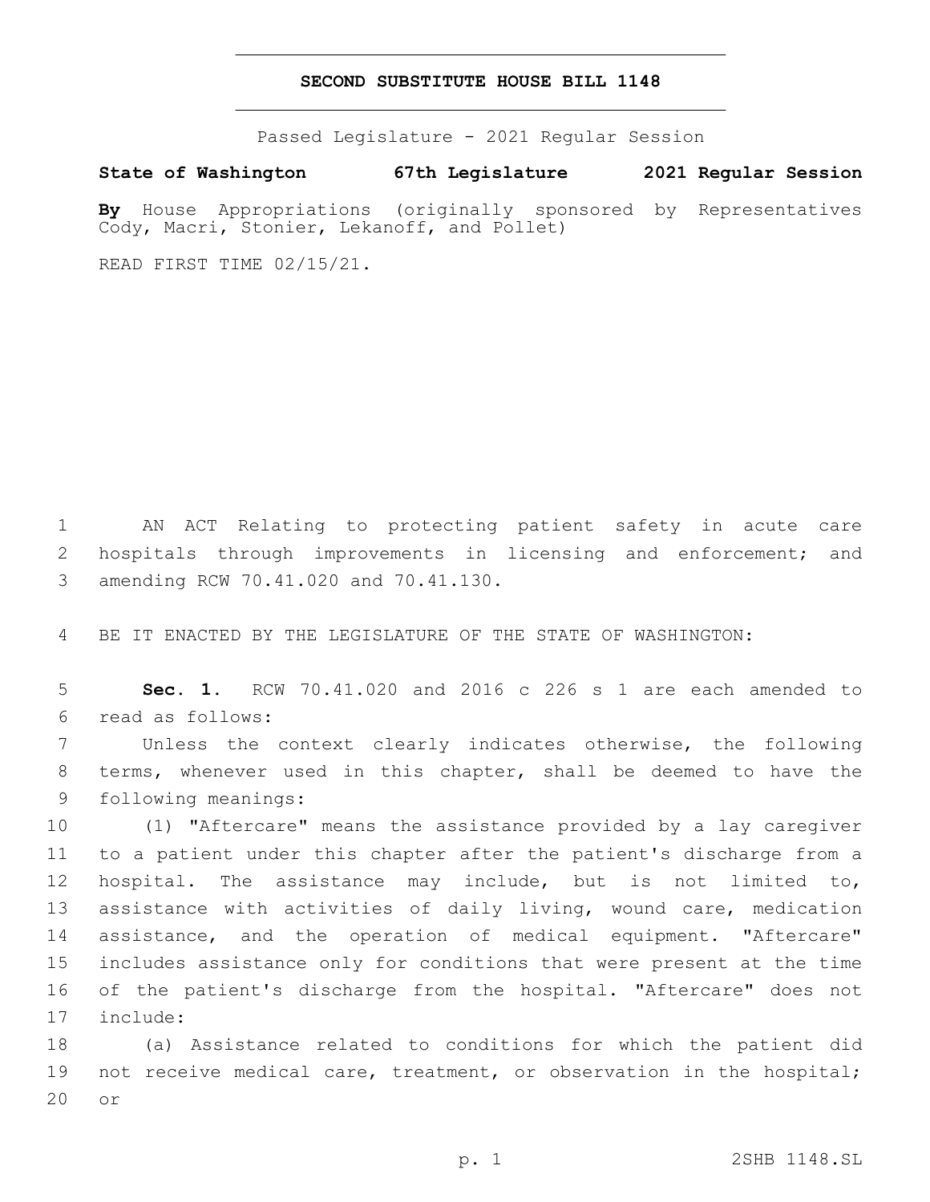# SECOND SUBSTITUTE HOUSE BILL 1148

Passed Legislature - 2021 Regular Session

**State of Washington 67th Legislature 2021 Regular Session**

**By** House Appropriations (originally sponsored by Representatives Cody, Macri, Stonier, Lekanoff, and Pollet)

READ FIRST TIME 02/15/21.

AN ACT Relating to protecting patient safety in acute care hospitals through improvements in licensing and enforcement; and amending RCW 70.41.020 and 70.41.130.

BE IT ENACTED BY THE LEGISLATURE OF THE STATE OF WASHINGTON:

**Sec. 1.** RCW 70.41.020 and 2016 c 226 s 1 are each amended to read as follows:

Unless the context clearly indicates otherwise, the following terms, whenever used in this chapter, shall be deemed to have the following meanings:

(1) "Aftercare" means the assistance provided by a lay caregiver to a patient under this chapter after the patient's discharge from a hospital. The assistance may include, but is not limited to, assistance with activities of daily living, wound care, medication assistance, and the operation of medical equipment. "Aftercare" includes assistance only for conditions that were present at the time of the patient's discharge from the hospital. "Aftercare" does not include:

(a) Assistance related to conditions for which the patient did not receive medical care, treatment, or observation in the hospital; or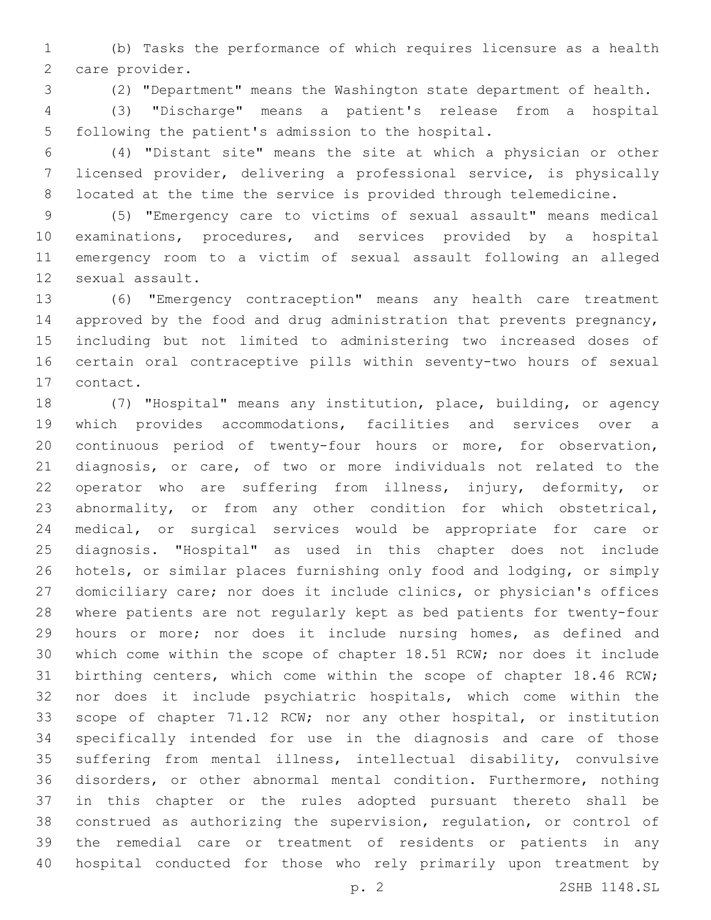(b) Tasks the performance of which requires licensure as a health care provider.

(2) "Department" means the Washington state department of health.

(3) "Discharge" means a patient's release from a hospital following the patient's admission to the hospital.

(4) "Distant site" means the site at which a physician or other licensed provider, delivering a professional service, is physically located at the time the service is provided through telemedicine.

(5) "Emergency care to victims of sexual assault" means medical examinations, procedures, and services provided by a hospital emergency room to a victim of sexual assault following an alleged sexual assault.

(6) "Emergency contraception" means any health care treatment approved by the food and drug administration that prevents pregnancy, including but not limited to administering two increased doses of certain oral contraceptive pills within seventy-two hours of sexual contact.

(7) "Hospital" means any institution, place, building, or agency which provides accommodations, facilities and services over a continuous period of twenty-four hours or more, for observation, diagnosis, or care, of two or more individuals not related to the operator who are suffering from illness, injury, deformity, or abnormality, or from any other condition for which obstetrical, medical, or surgical services would be appropriate for care or diagnosis. "Hospital" as used in this chapter does not include hotels, or similar places furnishing only food and lodging, or simply domiciliary care; nor does it include clinics, or physician's offices where patients are not regularly kept as bed patients for twenty-four hours or more; nor does it include nursing homes, as defined and which come within the scope of chapter 18.51 RCW; nor does it include birthing centers, which come within the scope of chapter 18.46 RCW; nor does it include psychiatric hospitals, which come within the scope of chapter 71.12 RCW; nor any other hospital, or institution specifically intended for use in the diagnosis and care of those suffering from mental illness, intellectual disability, convulsive disorders, or other abnormal mental condition. Furthermore, nothing in this chapter or the rules adopted pursuant thereto shall be construed as authorizing the supervision, regulation, or control of the remedial care or treatment of residents or patients in any hospital conducted for those who rely primarily upon treatment by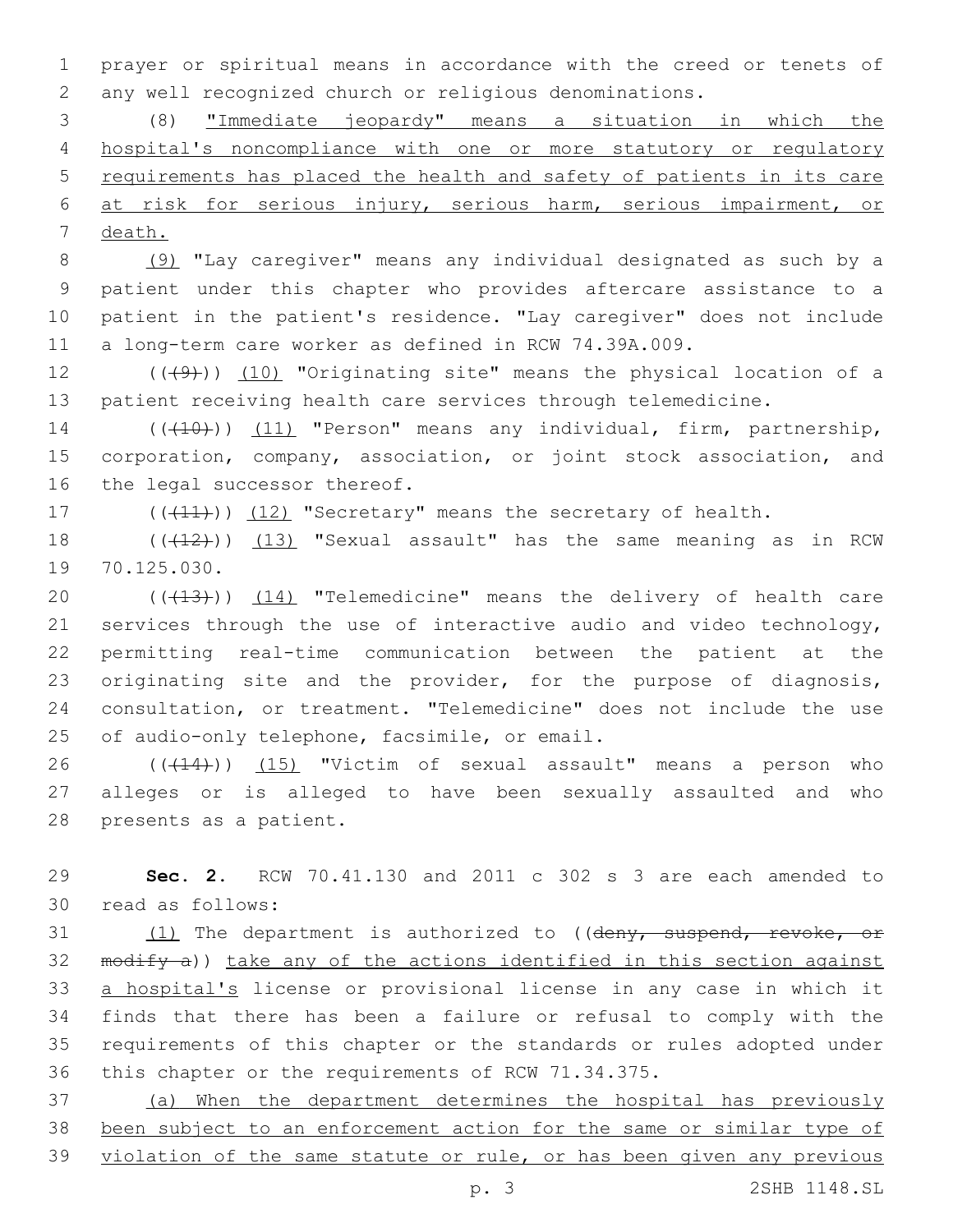prayer or spiritual means in accordance with the creed or tenets of any well recognized church or religious denominations.

(8) <u>"Immediate jeopardy" means a situation in which the hospital's noncompliance with one or more statutory or regulatory requirements has placed the health and safety of patients in its care at risk for serious injury, serious harm, serious impairment, or death.</u>

<u>(9)</u> "Lay caregiver" means any individual designated as such by a patient under this chapter who provides aftercare assistance to a patient in the patient's residence. "Lay caregiver" does not include a long-term care worker as defined in RCW 74.39A.009.

~~((9))~~ <u>(10)</u> "Originating site" means the physical location of a patient receiving health care services through telemedicine.

~~((10))~~ <u>(11)</u> "Person" means any individual, firm, partnership, corporation, company, association, or joint stock association, and the legal successor thereof.

~~((11))~~ <u>(12)</u> "Secretary" means the secretary of health.

~~((12))~~ <u>(13)</u> "Sexual assault" has the same meaning as in RCW 70.125.030.

~~((13))~~ <u>(14)</u> "Telemedicine" means the delivery of health care services through the use of interactive audio and video technology, permitting real-time communication between the patient at the originating site and the provider, for the purpose of diagnosis, consultation, or treatment. "Telemedicine" does not include the use of audio-only telephone, facsimile, or email.

~~((14))~~ <u>(15)</u> "Victim of sexual assault" means a person who alleges or is alleged to have been sexually assaulted and who presents as a patient.

**Sec. 2.** RCW 70.41.130 and 2011 c 302 s 3 are each amended to read as follows:

<u>(1)</u> The department is authorized to ((~~deny, suspend, revoke, or modify a~~)) <u>take any of the actions identified in this section against a hospital's</u> license or provisional license in any case in which it finds that there has been a failure or refusal to comply with the requirements of this chapter or the standards or rules adopted under this chapter or the requirements of RCW 71.34.375.

<u>(a) When the department determines the hospital has previously been subject to an enforcement action for the same or similar type of violation of the same statute or rule, or has been given any previous</u>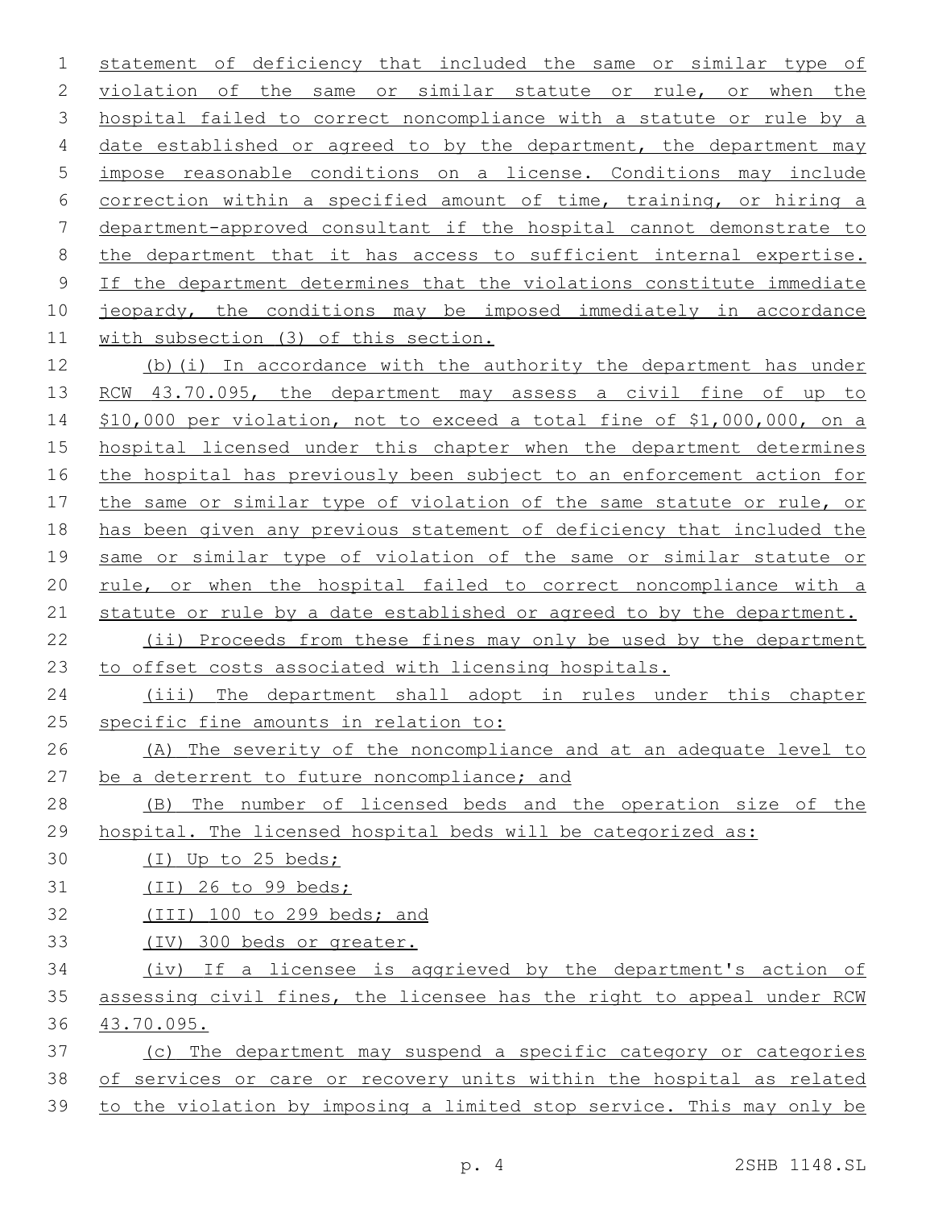statement of deficiency that included the same or similar type of violation of the same or similar statute or rule, or when the hospital failed to correct noncompliance with a statute or rule by a date established or agreed to by the department, the department may impose reasonable conditions on a license. Conditions may include correction within a specified amount of time, training, or hiring a department-approved consultant if the hospital cannot demonstrate to the department that it has access to sufficient internal expertise. If the department determines that the violations constitute immediate jeopardy, the conditions may be imposed immediately in accordance with subsection (3) of this section.

(b)(i) In accordance with the authority the department has under RCW 43.70.095, the department may assess a civil fine of up to $10,000 per violation, not to exceed a total fine of $1,000,000, on a hospital licensed under this chapter when the department determines the hospital has previously been subject to an enforcement action for the same or similar type of violation of the same statute or rule, or has been given any previous statement of deficiency that included the same or similar type of violation of the same or similar statute or rule, or when the hospital failed to correct noncompliance with a statute or rule by a date established or agreed to by the department.

(ii) Proceeds from these fines may only be used by the department to offset costs associated with licensing hospitals.

(iii) The department shall adopt in rules under this chapter specific fine amounts in relation to:

(A) The severity of the noncompliance and at an adequate level to be a deterrent to future noncompliance; and

(B) The number of licensed beds and the operation size of the hospital. The licensed hospital beds will be categorized as:

(I) Up to 25 beds;

(II) 26 to 99 beds;

(III) 100 to 299 beds; and

(IV) 300 beds or greater.

(iv) If a licensee is aggrieved by the department's action of assessing civil fines, the licensee has the right to appeal under RCW 43.70.095.

(c) The department may suspend a specific category or categories of services or care or recovery units within the hospital as related to the violation by imposing a limited stop service. This may only be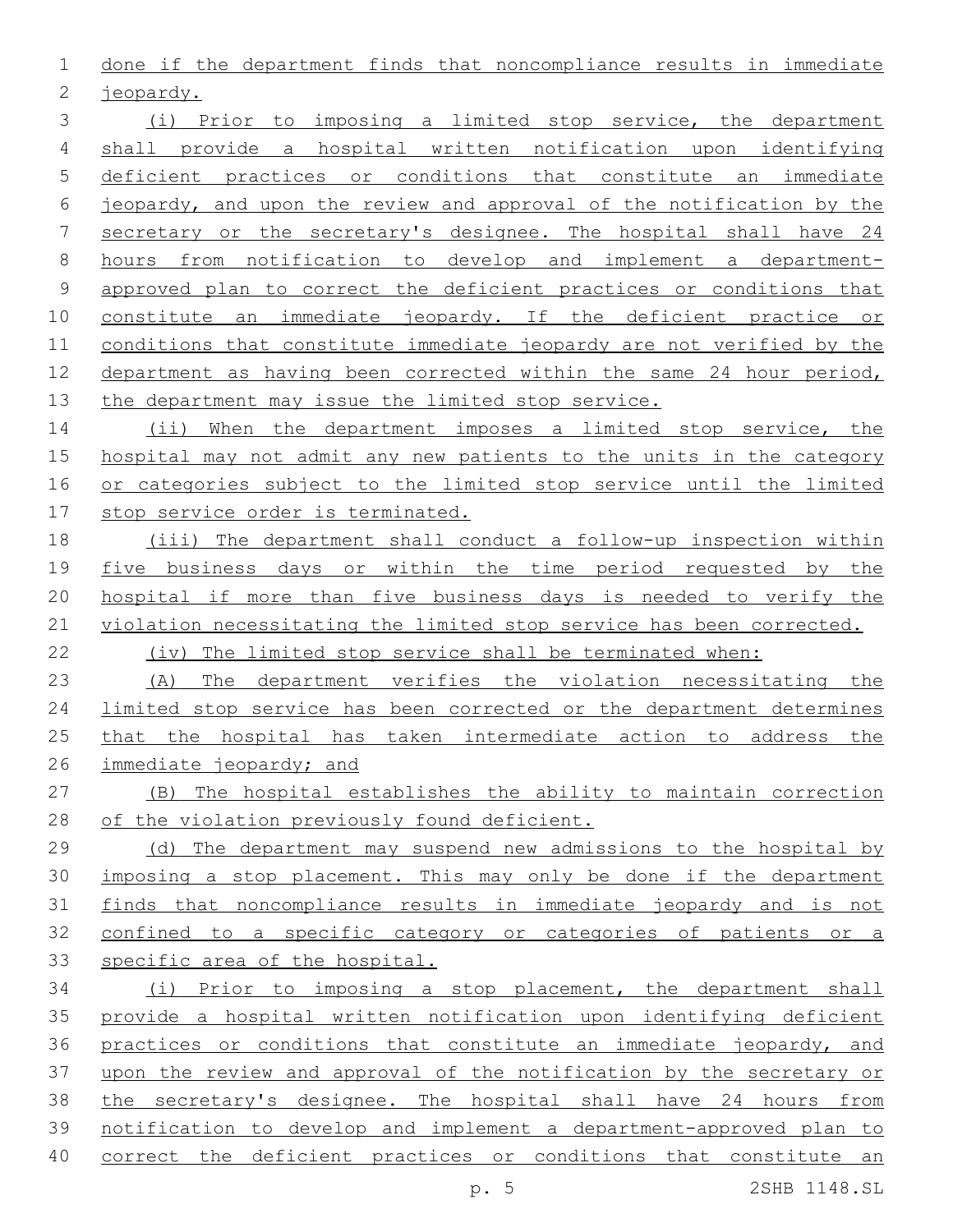done if the department finds that noncompliance results in immediate jeopardy.

(i) Prior to imposing a limited stop service, the department shall provide a hospital written notification upon identifying deficient practices or conditions that constitute an immediate jeopardy, and upon the review and approval of the notification by the secretary or the secretary's designee. The hospital shall have 24 hours from notification to develop and implement a department-approved plan to correct the deficient practices or conditions that constitute an immediate jeopardy. If the deficient practice or conditions that constitute immediate jeopardy are not verified by the department as having been corrected within the same 24 hour period, the department may issue the limited stop service.

(ii) When the department imposes a limited stop service, the hospital may not admit any new patients to the units in the category or categories subject to the limited stop service until the limited stop service order is terminated.

(iii) The department shall conduct a follow-up inspection within five business days or within the time period requested by the hospital if more than five business days is needed to verify the violation necessitating the limited stop service has been corrected.

(iv) The limited stop service shall be terminated when:

(A) The department verifies the violation necessitating the limited stop service has been corrected or the department determines that the hospital has taken intermediate action to address the immediate jeopardy; and

(B) The hospital establishes the ability to maintain correction of the violation previously found deficient.

(d) The department may suspend new admissions to the hospital by imposing a stop placement. This may only be done if the department finds that noncompliance results in immediate jeopardy and is not confined to a specific category or categories of patients or a specific area of the hospital.

(i) Prior to imposing a stop placement, the department shall provide a hospital written notification upon identifying deficient practices or conditions that constitute an immediate jeopardy, and upon the review and approval of the notification by the secretary or the secretary's designee. The hospital shall have 24 hours from notification to develop and implement a department-approved plan to correct the deficient practices or conditions that constitute an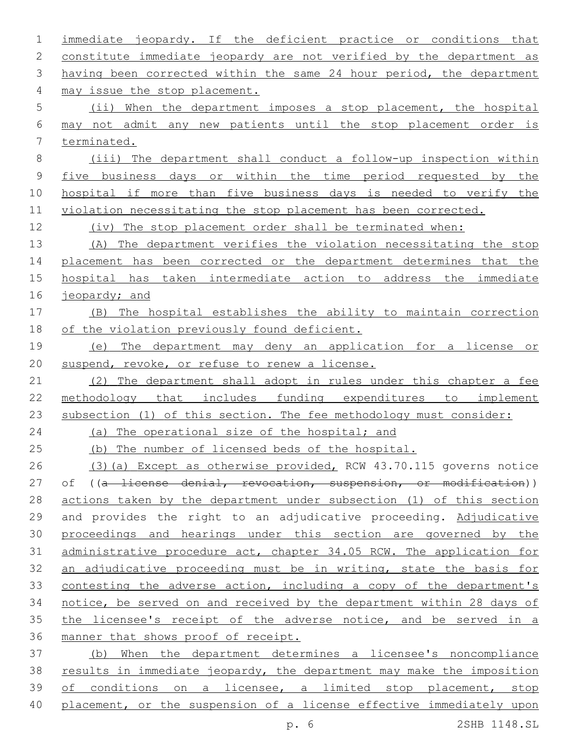immediate jeopardy. If the deficient practice or conditions that constitute immediate jeopardy are not verified by the department as having been corrected within the same 24 hour period, the department may issue the stop placement.

(ii) When the department imposes a stop placement, the hospital may not admit any new patients until the stop placement order is terminated.

(iii) The department shall conduct a follow-up inspection within five business days or within the time period requested by the hospital if more than five business days is needed to verify the violation necessitating the stop placement has been corrected.

(iv) The stop placement order shall be terminated when:

(A) The department verifies the violation necessitating the stop placement has been corrected or the department determines that the hospital has taken intermediate action to address the immediate jeopardy; and

(B) The hospital establishes the ability to maintain correction of the violation previously found deficient.

(e) The department may deny an application for a license or suspend, revoke, or refuse to renew a license.

(2) The department shall adopt in rules under this chapter a fee methodology that includes funding expenditures to implement subsection (1) of this section. The fee methodology must consider:

(a) The operational size of the hospital; and

(b) The number of licensed beds of the hospital.

(3)(a) Except as otherwise provided, RCW 43.70.115 governs notice of ((~~a license denial, revocation, suspension, or modification~~)) actions taken by the department under subsection (1) of this section and provides the right to an adjudicative proceeding. Adjudicative proceedings and hearings under this section are governed by the administrative procedure act, chapter 34.05 RCW. The application for an adjudicative proceeding must be in writing, state the basis for contesting the adverse action, including a copy of the department's notice, be served on and received by the department within 28 days of the licensee's receipt of the adverse notice, and be served in a manner that shows proof of receipt.

(b) When the department determines a licensee's noncompliance results in immediate jeopardy, the department may make the imposition of conditions on a licensee, a limited stop placement, stop placement, or the suspension of a license effective immediately upon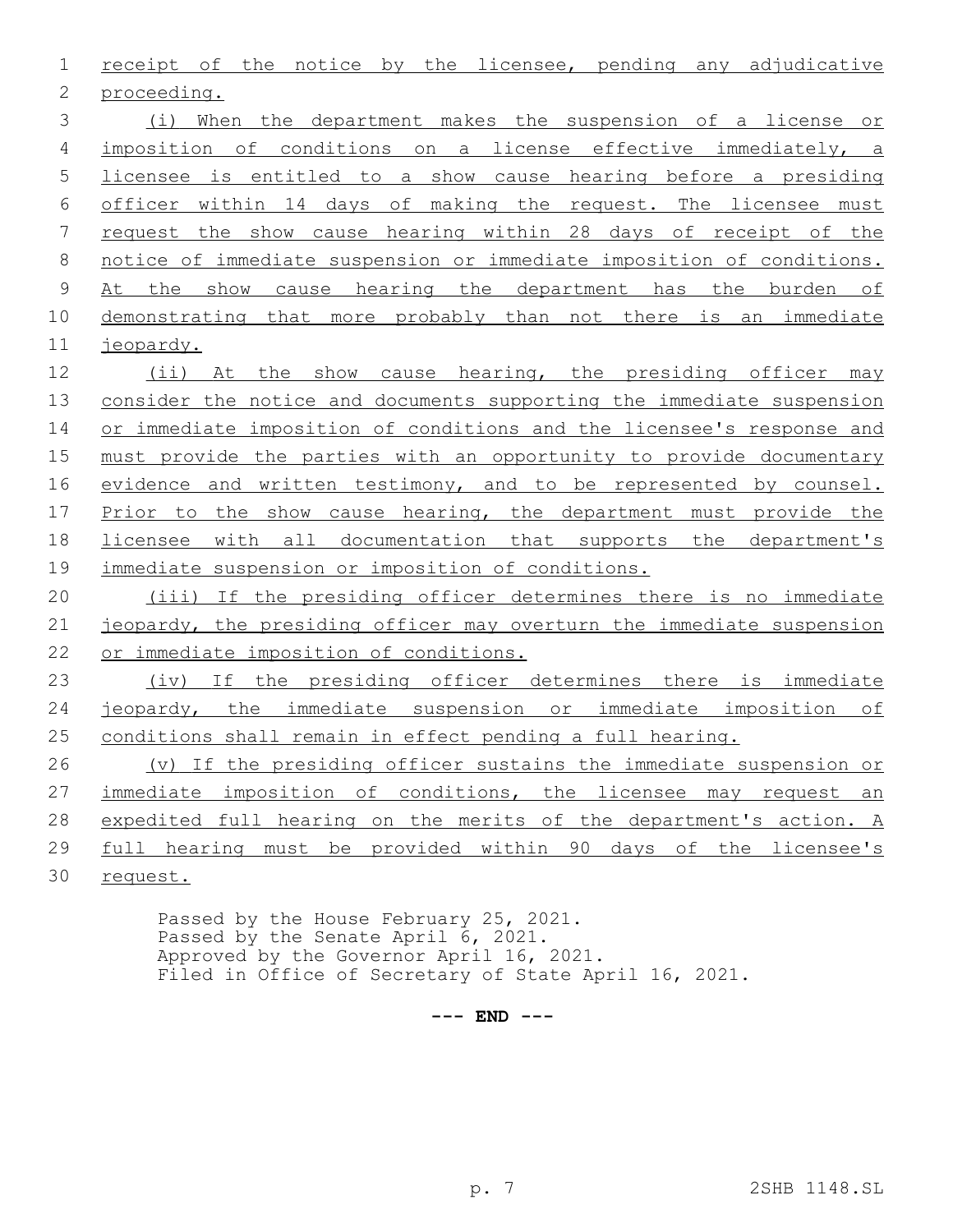receipt of the notice by the licensee, pending any adjudicative proceeding.

(i) When the department makes the suspension of a license or imposition of conditions on a license effective immediately, a licensee is entitled to a show cause hearing before a presiding officer within 14 days of making the request. The licensee must request the show cause hearing within 28 days of receipt of the notice of immediate suspension or immediate imposition of conditions. At the show cause hearing the department has the burden of demonstrating that more probably than not there is an immediate jeopardy.

(ii) At the show cause hearing, the presiding officer may consider the notice and documents supporting the immediate suspension or immediate imposition of conditions and the licensee's response and must provide the parties with an opportunity to provide documentary evidence and written testimony, and to be represented by counsel. Prior to the show cause hearing, the department must provide the licensee with all documentation that supports the department's immediate suspension or imposition of conditions.

(iii) If the presiding officer determines there is no immediate jeopardy, the presiding officer may overturn the immediate suspension or immediate imposition of conditions.

(iv) If the presiding officer determines there is immediate jeopardy, the immediate suspension or immediate imposition of conditions shall remain in effect pending a full hearing.

(v) If the presiding officer sustains the immediate suspension or immediate imposition of conditions, the licensee may request an expedited full hearing on the merits of the department's action. A full hearing must be provided within 90 days of the licensee's request.

Passed by the House February 25, 2021.
Passed by the Senate April 6, 2021.
Approved by the Governor April 16, 2021.
Filed in Office of Secretary of State April 16, 2021.

**--- END ---**